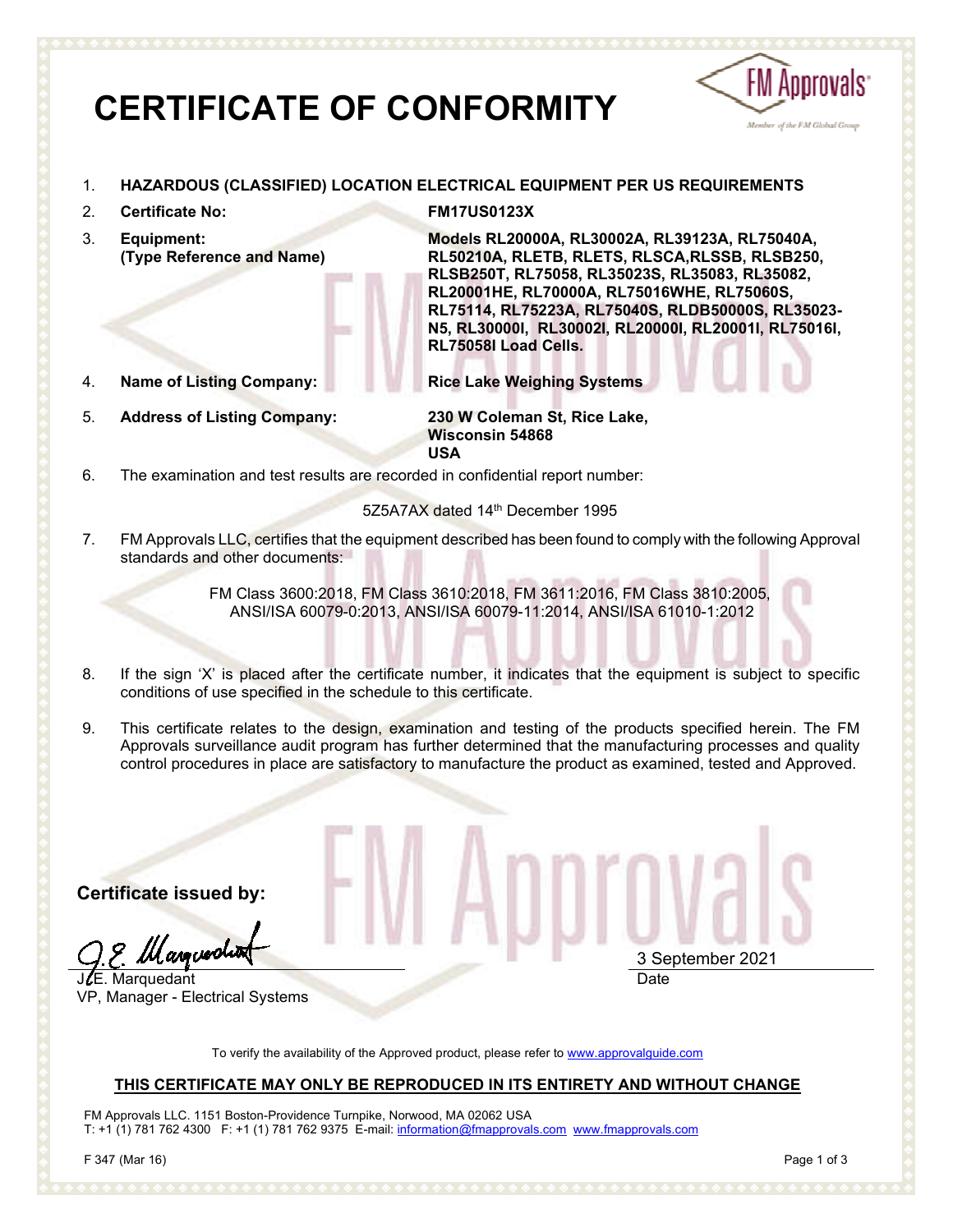# CERTIFICATE OF CONFORMITY

1. **HAZARDOUS (CLASSIFIED) LOCATION ELECTRICAL EQUIPMENT PER US REQUIREMENTS**

2. **Certificate No:** **FM17US0123X**

3. **Equipment: (Type Reference and Name)** **Models RL20000A, RL30002A, RL39123A, RL75040A, RL50210A, RLETB, RLETS, RLSCA,RLSSB, RLSB250, RLSB250T, RL75058, RL35023S, RL35083, RL35082, RL20001HE, RL70000A, RL75016WHE, RL75060S, RL75114, RL75223A, RL75040S, RLDB50000S, RL35023-N5, RL30000I, RL30002I, RL20000I, RL20001I, RL75016I, RL75058I Load Cells.**

4. **Name of Listing Company:** **Rice Lake Weighing Systems**

5. **Address of Listing Company:** **230 W Coleman St, Rice Lake, Wisconsin 54868 USA**

6. The examination and test results are recorded in confidential report number:

   5Z5A7AX dated 14th December 1995

7. FM Approvals LLC, certifies that the equipment described has been found to comply with the following Approval standards and other documents:

   FM Class 3600:2018, FM Class 3610:2018, FM 3611:2016, FM Class 3810:2005, ANSI/ISA 60079-0:2013, ANSI/ISA 60079-11:2014, ANSI/ISA 61010-1:2012

8. If the sign 'X' is placed after the certificate number, it indicates that the equipment is subject to specific conditions of use specified in the schedule to this certificate.

9. This certificate relates to the design, examination and testing of the products specified herein. The FM Approvals surveillance audit program has further determined that the manufacturing processes and quality control procedures in place are satisfactory to manufacture the product as examined, tested and Approved.

**Certificate issued by:**

J.E. Marquedant
VP, Manager - Electrical Systems

3 September 2021
Date

To verify the availability of the Approved product, please refer to www.approvalguide.com

**THIS CERTIFICATE MAY ONLY BE REPRODUCED IN ITS ENTIRETY AND WITHOUT CHANGE**

FM Approvals LLC. 1151 Boston-Providence Turnpike, Norwood, MA 02062 USA
T: +1 (1) 781 762 4300 F: +1 (1) 781 762 9375 E-mail: information@fmapprovals.com www.fmapprovals.com

F 347 (Mar 16)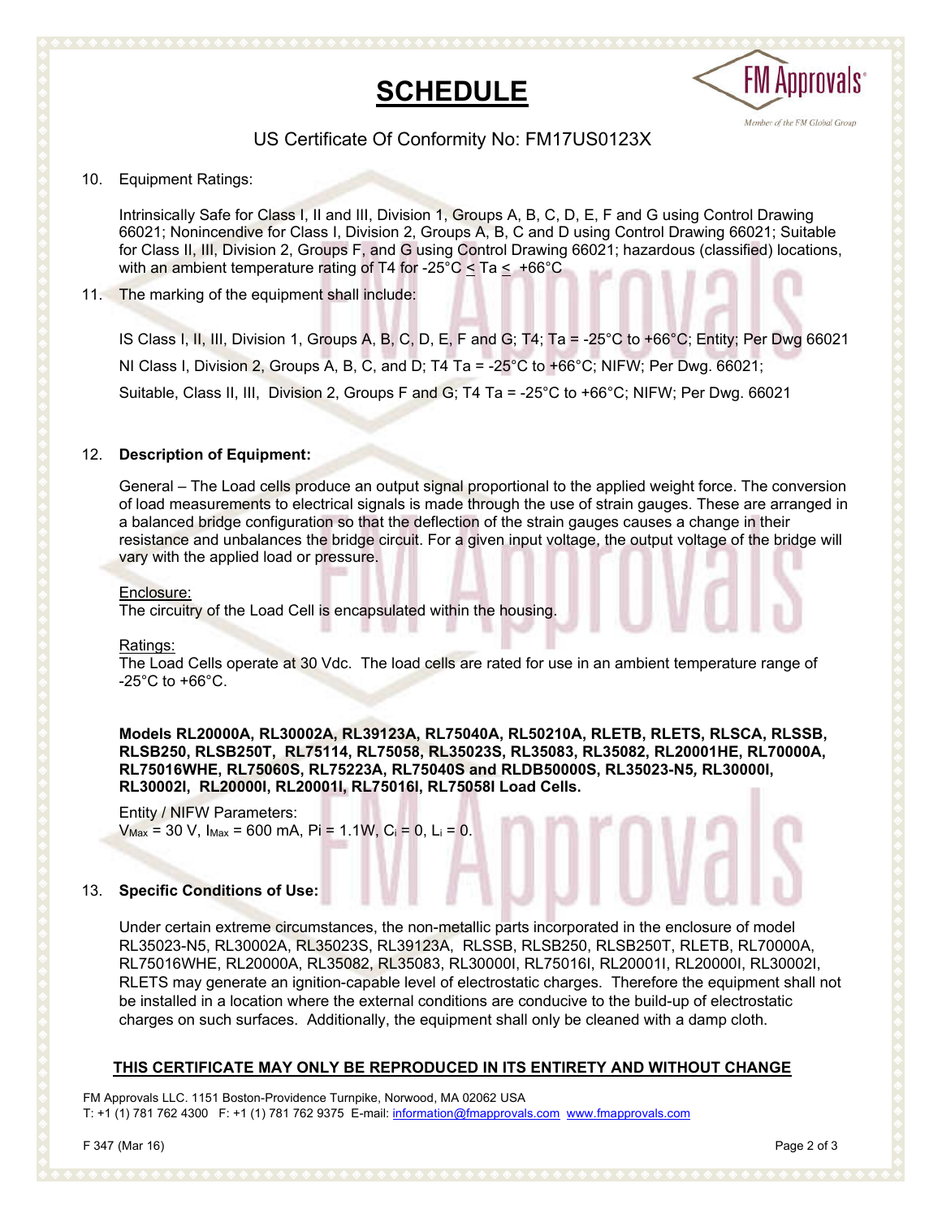# SCHEDULE

US Certificate Of Conformity No: FM17US0123X

10. Equipment Ratings:

    Intrinsically Safe for Class I, II and III, Division 1, Groups A, B, C, D, E, F and G using Control Drawing 66021; Nonincendive for Class I, Division 2, Groups A, B, C and D using Control Drawing 66021; Suitable for Class II, III, Division 2, Groups F, and G using Control Drawing 66021; hazardous (classified) locations, with an ambient temperature rating of T4 for -25°C ≤ Ta ≤ +66°C

11. The marking of the equipment shall include:

    IS Class I, II, III, Division 1, Groups A, B, C, D, E, F and G; T4; Ta = -25°C to +66°C; Entity; Per Dwg 66021

    NI Class I, Division 2, Groups A, B, C, and D; T4 Ta = -25°C to +66°C; NIFW; Per Dwg. 66021;

    Suitable, Class II, III, Division 2, Groups F and G; T4 Ta = -25°C to +66°C; NIFW; Per Dwg. 66021

12. **Description of Equipment:**

    General – The Load cells produce an output signal proportional to the applied weight force. The conversion of load measurements to electrical signals is made through the use of strain gauges. These are arranged in a balanced bridge configuration so that the deflection of the strain gauges causes a change in their resistance and unbalances the bridge circuit. For a given input voltage, the output voltage of the bridge will vary with the applied load or pressure.

    Enclosure:
    The circuitry of the Load Cell is encapsulated within the housing.

    Ratings:
    The Load Cells operate at 30 Vdc. The load cells are rated for use in an ambient temperature range of -25°C to +66°C.

    **Models RL20000A, RL30002A, RL39123A, RL75040A, RL50210A, RLETB, RLETS, RLSCA, RLSSB, RLSB250, RLSB250T, RL75114, RL75058, RL35023S, RL35083, RL35082, RL20001HE, RL70000A, RL75016WHE, RL75060S, RL75223A, RL75040S and RLDB50000S, RL35023-N5, RL30000I, RL30002I, RL20000I, RL20001I, RL75016I, RL75058I Load Cells.**

    Entity / NIFW Parameters:
    $V_{Max}$ = 30 V, $I_{Max}$ = 600 mA, Pi = 1.1W, $C_i$ = 0, $L_i$ = 0.

13. **Specific Conditions of Use:**

    Under certain extreme circumstances, the non-metallic parts incorporated in the enclosure of model RL35023-N5, RL30002A, RL35023S, RL39123A, RLSSB, RLSB250, RLSB250T, RLETB, RL70000A, RL75016WHE, RL20000A, RL35082, RL35083, RL30000I, RL75016I, RL20001I, RL20000I, RL30002I, RLETS may generate an ignition-capable level of electrostatic charges. Therefore the equipment shall not be installed in a location where the external conditions are conducive to the build-up of electrostatic charges on such surfaces. Additionally, the equipment shall only be cleaned with a damp cloth.

**THIS CERTIFICATE MAY ONLY BE REPRODUCED IN ITS ENTIRETY AND WITHOUT CHANGE**

FM Approvals LLC. 1151 Boston-Providence Turnpike, Norwood, MA 02062 USA
T: +1 (1) 781 762 4300 F: +1 (1) 781 762 9375 E-mail: information@fmapprovals.com www.fmapprovals.com

F 347 (Mar 16)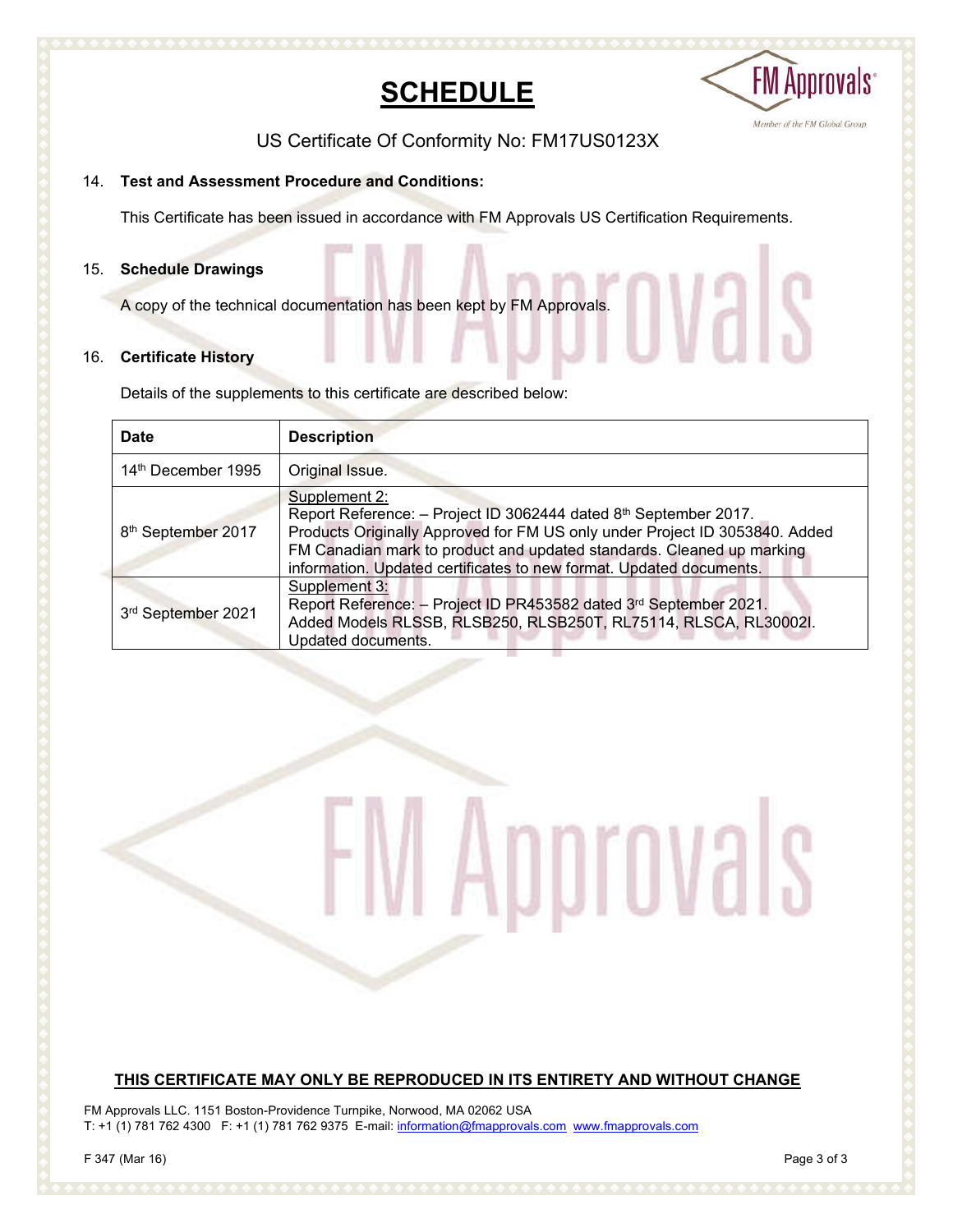# SCHEDULE

US Certificate Of Conformity No: FM17US0123X

14. **Test and Assessment Procedure and Conditions:**

This Certificate has been issued in accordance with FM Approvals US Certification Requirements.

15. **Schedule Drawings**

A copy of the technical documentation has been kept by FM Approvals.

16. **Certificate History**

Details of the supplements to this certificate are described below:

| Date | Description |
|---|---|
| 14th December 1995 | Original Issue. |
| 8th September 2017 | Supplement 2: Report Reference: – Project ID 3062444 dated 8th September 2017. Products Originally Approved for FM US only under Project ID 3053840. Added FM Canadian mark to product and updated standards. Cleaned up marking information. Updated certificates to new format. Updated documents. |
| 3rd September 2021 | Supplement 3: Report Reference: – Project ID PR453582 dated 3rd September 2021. Added Models RLSSB, RLSB250, RLSB250T, RL75114, RLSCA, RL30002I. Updated documents. |

**THIS CERTIFICATE MAY ONLY BE REPRODUCED IN ITS ENTIRETY AND WITHOUT CHANGE**

FM Approvals LLC. 1151 Boston-Providence Turnpike, Norwood, MA 02062 USA
T: +1 (1) 781 762 4300 F: +1 (1) 781 762 9375 E-mail: information@fmapprovals.com www.fmapprovals.com

F 347 (Mar 16)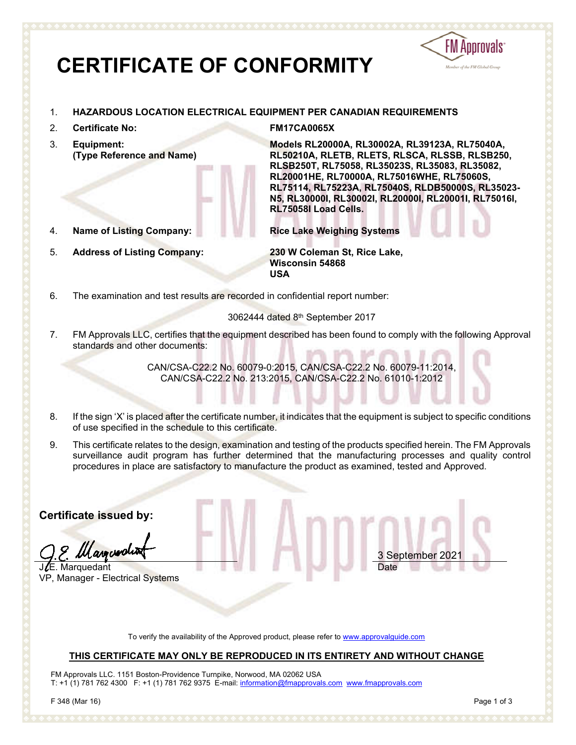# CERTIFICATE OF CONFORMITY

1. **HAZARDOUS LOCATION ELECTRICAL EQUIPMENT PER CANADIAN REQUIREMENTS**

2. **Certificate No:** **FM17CA0065X**

3. **Equipment: (Type Reference and Name)** **Models RL20000A, RL30002A, RL39123A, RL75040A, RL50210A, RLETB, RLETS, RLSCA, RLSSB, RLSB250, RLSB250T, RL75058, RL35023S, RL35083, RL35082, RL20001HE, RL70000A, RL75016WHE, RL75060S, RL75114, RL75223A, RL75040S, RLDB50000S, RL35023-N5, RL30000I, RL30002I, RL20000I, RL20001I, RL75016I, RL75058I Load Cells.**

4. **Name of Listing Company:** **Rice Lake Weighing Systems**

5. **Address of Listing Company:** **230 W Coleman St, Rice Lake, Wisconsin 54868 USA**

6. The examination and test results are recorded in confidential report number:

   3062444 dated 8th September 2017

7. FM Approvals LLC, certifies that the equipment described has been found to comply with the following Approval standards and other documents:

   CAN/CSA-C22.2 No. 60079-0:2015, CAN/CSA-C22.2 No. 60079-11:2014, CAN/CSA-C22.2 No. 213:2015, CAN/CSA-C22.2 No. 61010-1:2012

8. If the sign 'X' is placed after the certificate number, it indicates that the equipment is subject to specific conditions of use specified in the schedule to this certificate.

9. This certificate relates to the design, examination and testing of the products specified herein. The FM Approvals surveillance audit program has further determined that the manufacturing processes and quality control procedures in place are satisfactory to manufacture the product as examined, tested and Approved.

**Certificate issued by:**

J.E. Marquedant
VP, Manager - Electrical Systems

3 September 2021
Date

To verify the availability of the Approved product, please refer to www.approvalguide.com

**THIS CERTIFICATE MAY ONLY BE REPRODUCED IN ITS ENTIRETY AND WITHOUT CHANGE**

FM Approvals LLC. 1151 Boston-Providence Turnpike, Norwood, MA 02062 USA
T: +1 (1) 781 762 4300 F: +1 (1) 781 762 9375 E-mail: information@fmapprovals.com www.fmapprovals.com

F 348 (Mar 16)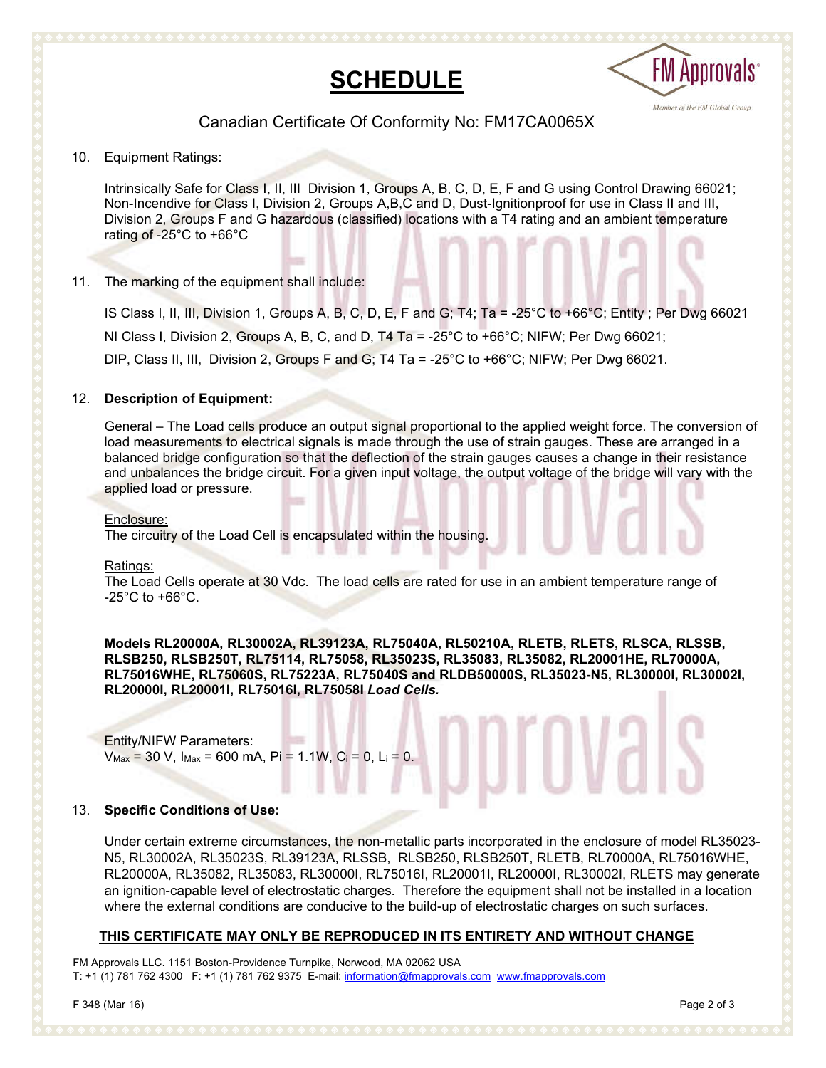# SCHEDULE

Canadian Certificate Of Conformity No: FM17CA0065X

10. Equipment Ratings:

    Intrinsically Safe for Class I, II, III Division 1, Groups A, B, C, D, E, F and G using Control Drawing 66021; Non-Incendive for Class I, Division 2, Groups A,B,C and D, Dust-Ignitionproof for use in Class II and III, Division 2, Groups F and G hazardous (classified) locations with a T4 rating and an ambient temperature rating of -25°C to +66°C

11. The marking of the equipment shall include:

    IS Class I, II, III, Division 1, Groups A, B, C, D, E, F and G; T4; Ta = -25°C to +66°C; Entity ; Per Dwg 66021

    NI Class I, Division 2, Groups A, B, C, and D, T4 Ta = -25°C to +66°C; NIFW; Per Dwg 66021;

    DIP, Class II, III, Division 2, Groups F and G; T4 Ta = -25°C to +66°C; NIFW; Per Dwg 66021.

12. **Description of Equipment:**

    General – The Load cells produce an output signal proportional to the applied weight force. The conversion of load measurements to electrical signals is made through the use of strain gauges. These are arranged in a balanced bridge configuration so that the deflection of the strain gauges causes a change in their resistance and unbalances the bridge circuit. For a given input voltage, the output voltage of the bridge will vary with the applied load or pressure.

    Enclosure:
    The circuitry of the Load Cell is encapsulated within the housing.

    Ratings:
    The Load Cells operate at 30 Vdc. The load cells are rated for use in an ambient temperature range of -25°C to +66°C.

    **Models RL20000A, RL30002A, RL39123A, RL75040A, RL50210A, RLETB, RLETS, RLSCA, RLSSB, RLSB250, RLSB250T, RL75114, RL75058, RL35023S, RL35083, RL35082, RL20001HE, RL70000A, RL75016WHE, RL75060S, RL75223A, RL75040S and RLDB50000S, RL35023-N5, RL30000I, RL30002I, RL20000I, RL20001I, RL75016I, RL75058I *Load Cells.***

    Entity/NIFW Parameters:
    $V_{Max}$ = 30 V, $I_{Max}$ = 600 mA, Pi = 1.1W, $C_i$ = 0, $L_i$ = 0.

13. **Specific Conditions of Use:**

    Under certain extreme circumstances, the non-metallic parts incorporated in the enclosure of model RL35023-N5, RL30002A, RL35023S, RL39123A, RLSSB, RLSB250, RLSB250T, RLETB, RL70000A, RL75016WHE, RL20000A, RL35082, RL35083, RL30000I, RL75016I, RL20001I, RL20000I, RL30002I, RLETS may generate an ignition-capable level of electrostatic charges. Therefore the equipment shall not be installed in a location where the external conditions are conducive to the build-up of electrostatic charges on such surfaces.

**THIS CERTIFICATE MAY ONLY BE REPRODUCED IN ITS ENTIRETY AND WITHOUT CHANGE**

FM Approvals LLC. 1151 Boston-Providence Turnpike, Norwood, MA 02062 USA
T: +1 (1) 781 762 4300 F: +1 (1) 781 762 9375 E-mail: information@fmapprovals.com www.fmapprovals.com

F 348 (Mar 16)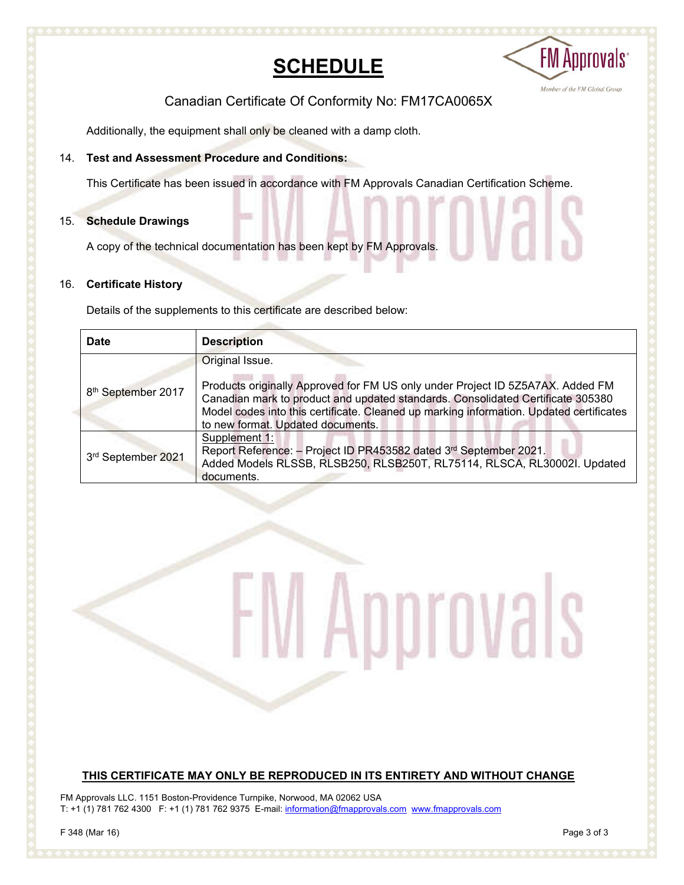# SCHEDULE

Canadian Certificate Of Conformity No: FM17CA0065X

Additionally, the equipment shall only be cleaned with a damp cloth.

14. **Test and Assessment Procedure and Conditions:**

This Certificate has been issued in accordance with FM Approvals Canadian Certification Scheme.

15. **Schedule Drawings**

A copy of the technical documentation has been kept by FM Approvals.

16. **Certificate History**

Details of the supplements to this certificate are described below:

| Date | Description |
|---|---|
| 8th September 2017 | Original Issue.<br><br>Products originally Approved for FM US only under Project ID 5Z5A7AX. Added FM Canadian mark to product and updated standards. Consolidated Certificate 305380 Model codes into this certificate. Cleaned up marking information. Updated certificates to new format. Updated documents. |
| 3rd September 2021 | Supplement 1:<br>Report Reference: – Project ID PR453582 dated 3rd September 2021.<br>Added Models RLSSB, RLSB250, RLSB250T, RL75114, RLSCA, RL30002I. Updated documents. |

**THIS CERTIFICATE MAY ONLY BE REPRODUCED IN ITS ENTIRETY AND WITHOUT CHANGE**

FM Approvals LLC. 1151 Boston-Providence Turnpike, Norwood, MA 02062 USA
T: +1 (1) 781 762 4300 F: +1 (1) 781 762 9375 E-mail: information@fmapprovals.com www.fmapprovals.com

F 348 (Mar 16)